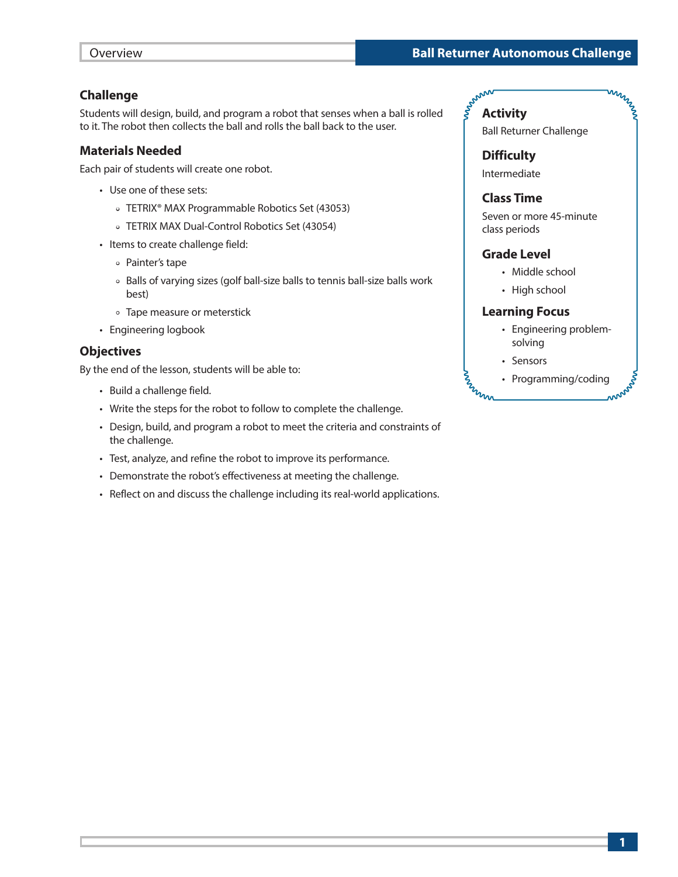# Ball Returner Autonomous Challenge

## Overview

### Challenge

Students will design, build, and program a robot that senses when a ball is rolled to it. The robot then collects the ball and rolls the ball back to the user.

### Materials Needed

Each pair of students will create one robot.

- Use one of these sets:
  - TETRIX® MAX Programmable Robotics Set (43053)
  - TETRIX MAX Dual-Control Robotics Set (43054)
- Items to create challenge field:
  - Painter's tape
  - Balls of varying sizes (golf ball-size balls to tennis ball-size balls work best)
  - Tape measure or meterstick
- Engineering logbook

### Objectives

By the end of the lesson, students will be able to:

- Build a challenge field.
- Write the steps for the robot to follow to complete the challenge.
- Design, build, and program a robot to meet the criteria and constraints of the challenge.
- Test, analyze, and refine the robot to improve its performance.
- Demonstrate the robot's effectiveness at meeting the challenge.
- Reflect on and discuss the challenge including its real-world applications.

### Activity

Ball Returner Challenge

### Difficulty

Intermediate

### Class Time

Seven or more 45-minute class periods

### Grade Level

- Middle school
- High school

### Learning Focus

- Engineering problem-solving
- Sensors
- Programming/coding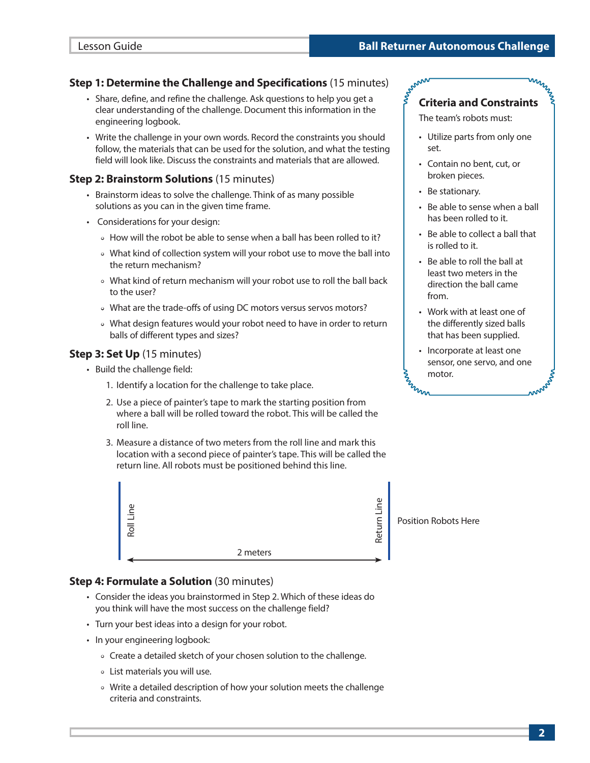## Step 1: Determine the Challenge and Specifications (15 minutes)

- Share, define, and refine the challenge. Ask questions to help you get a clear understanding of the challenge. Document this information in the engineering logbook.
- Write the challenge in your own words. Record the constraints you should follow, the materials that can be used for the solution, and what the testing field will look like. Discuss the constraints and materials that are allowed.

## Step 2: Brainstorm Solutions (15 minutes)

- Brainstorm ideas to solve the challenge. Think of as many possible solutions as you can in the given time frame.
- Considerations for your design:
  - How will the robot be able to sense when a ball has been rolled to it?
  - What kind of collection system will your robot use to move the ball into the return mechanism?
  - What kind of return mechanism will your robot use to roll the ball back to the user?
  - What are the trade-offs of using DC motors versus servos motors?
  - What design features would your robot need to have in order to return balls of different types and sizes?

## Step 3: Set Up (15 minutes)

- Build the challenge field:
  1. Identify a location for the challenge to take place.
  2. Use a piece of painter's tape to mark the starting position from where a ball will be rolled toward the robot. This will be called the roll line.
  3. Measure a distance of two meters from the roll line and mark this location with a second piece of painter's tape. This will be called the return line. All robots must be positioned behind this line.

Roll Line — 2 meters — Return Line — Position Robots Here

## Step 4: Formulate a Solution (30 minutes)

- Consider the ideas you brainstormed in Step 2. Which of these ideas do you think will have the most success on the challenge field?
- Turn your best ideas into a design for your robot.
- In your engineering logbook:
  - Create a detailed sketch of your chosen solution to the challenge.
  - List materials you will use.
  - Write a detailed description of how your solution meets the challenge criteria and constraints.

### Criteria and Constraints

The team's robots must:

- Utilize parts from only one set.
- Contain no bent, cut, or broken pieces.
- Be stationary.
- Be able to sense when a ball has been rolled to it.
- Be able to collect a ball that is rolled to it.
- Be able to roll the ball at least two meters in the direction the ball came from.
- Work with at least one of the differently sized balls that has been supplied.
- Incorporate at least one sensor, one servo, and one motor.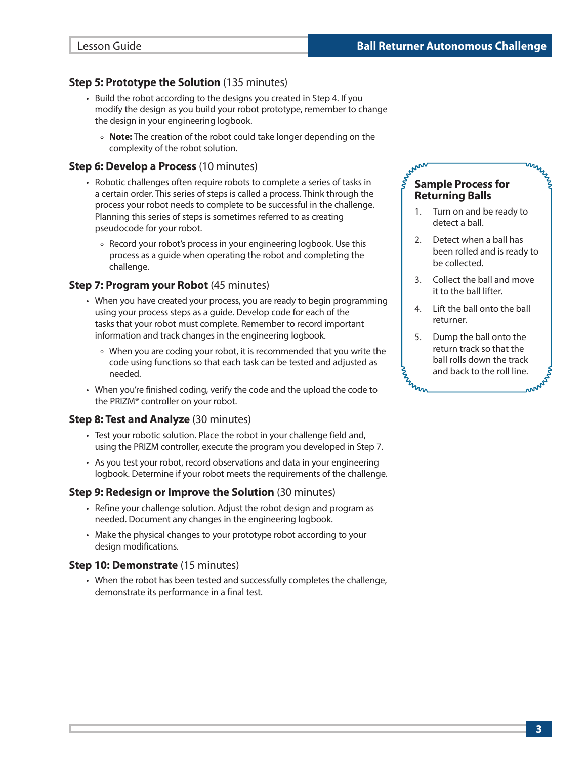### Step 5: Prototype the Solution (135 minutes)

- Build the robot according to the designs you created in Step 4. If you modify the design as you build your robot prototype, remember to change the design in your engineering logbook.
  - **Note:** The creation of the robot could take longer depending on the complexity of the robot solution.

### Step 6: Develop a Process (10 minutes)

- Robotic challenges often require robots to complete a series of tasks in a certain order. This series of steps is called a process. Think through the process your robot needs to complete to be successful in the challenge. Planning this series of steps is sometimes referred to as creating pseudocode for your robot.
  - Record your robot's process in your engineering logbook. Use this process as a guide when operating the robot and completing the challenge.

### Step 7: Program your Robot (45 minutes)

- When you have created your process, you are ready to begin programming using your process steps as a guide. Develop code for each of the tasks that your robot must complete. Remember to record important information and track changes in the engineering logbook.
  - When you are coding your robot, it is recommended that you write the code using functions so that each task can be tested and adjusted as needed.
- When you're finished coding, verify the code and the upload the code to the PRIZM® controller on your robot.

### Step 8: Test and Analyze (30 minutes)

- Test your robotic solution. Place the robot in your challenge field and, using the PRIZM controller, execute the program you developed in Step 7.
- As you test your robot, record observations and data in your engineering logbook. Determine if your robot meets the requirements of the challenge.

### Step 9: Redesign or Improve the Solution (30 minutes)

- Refine your challenge solution. Adjust the robot design and program as needed. Document any changes in the engineering logbook.
- Make the physical changes to your prototype robot according to your design modifications.

### Step 10: Demonstrate (15 minutes)

- When the robot has been tested and successfully completes the challenge, demonstrate its performance in a final test.

### Sample Process for Returning Balls

1. Turn on and be ready to detect a ball.
2. Detect when a ball has been rolled and is ready to be collected.
3. Collect the ball and move it to the ball lifter.
4. Lift the ball onto the ball returner.
5. Dump the ball onto the return track so that the ball rolls down the track and back to the roll line.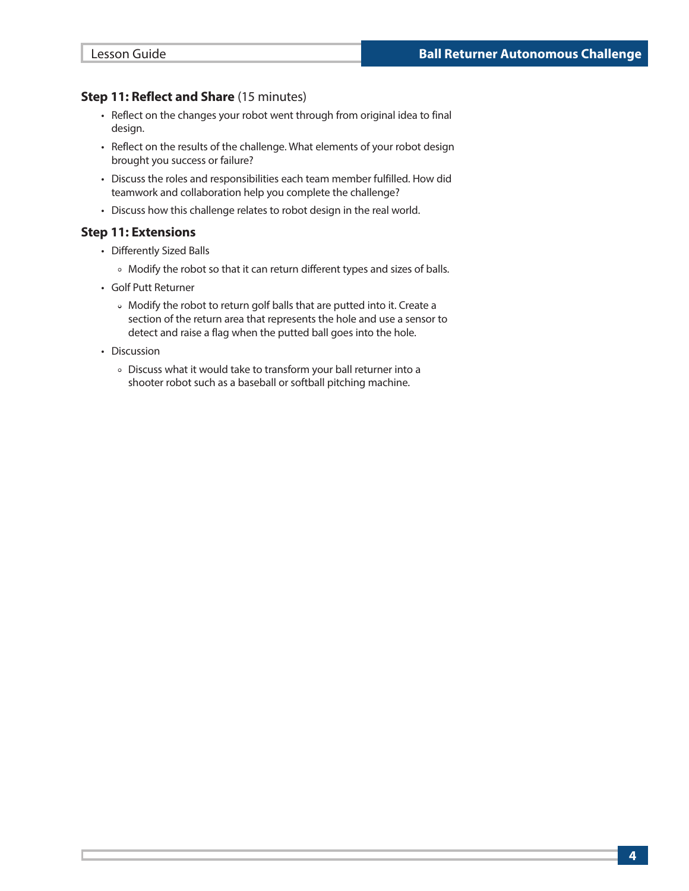## Step 11: Reflect and Share (15 minutes)

- Reflect on the changes your robot went through from original idea to final design.
- Reflect on the results of the challenge. What elements of your robot design brought you success or failure?
- Discuss the roles and responsibilities each team member fulfilled. How did teamwork and collaboration help you complete the challenge?
- Discuss how this challenge relates to robot design in the real world.

## Step 11: Extensions

- Differently Sized Balls
  - Modify the robot so that it can return different types and sizes of balls.
- Golf Putt Returner
  - Modify the robot to return golf balls that are putted into it. Create a section of the return area that represents the hole and use a sensor to detect and raise a flag when the putted ball goes into the hole.
- Discussion
  - Discuss what it would take to transform your ball returner into a shooter robot such as a baseball or softball pitching machine.